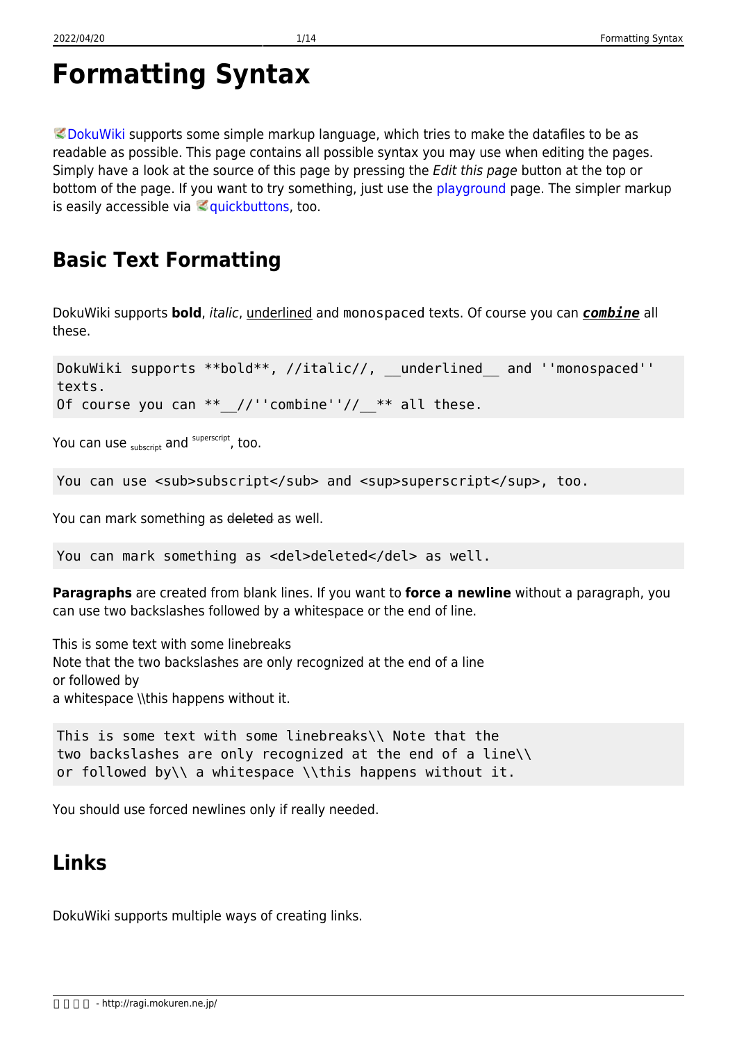# Formatting Syntax

DokuWiki supports some simple markup language, which tries to make the datafiles to be as readable as possible. This page contains all possible syntax you may use when editing the pages. Simply have a look at the source of this page by pressing the *Edit this page* button at the top or bottom of the page. If you want to try something, just use the playground page. The simpler markup is easily accessible via quickbuttons, too.

## Basic Text Formatting

DokuWiki supports **bold**, *italic*, underlined and `monospaced` texts. Of course you can ***`combine`*** all these.

```
DokuWiki supports **bold**, //italic//, __underlined__ and ''monospaced'' texts.
Of course you can **__//''combine''//__** all these.
```

You can use $_{\text{subscript}}$ and $^{\text{superscript}}$, too.

```
You can use <sub>subscript</sub> and <sup>superscript</sup>, too.
```

You can mark something as ~~deleted~~ as well.

```
You can mark something as <del>deleted</del> as well.
```

**Paragraphs** are created from blank lines. If you want to **force a newline** without a paragraph, you can use two backslashes followed by a whitespace or the end of line.

This is some text with some linebreaks
Note that the two backslashes are only recognized at the end of a line
or followed by
a whitespace \\this happens without it.

```
This is some text with some linebreaks\\ Note that the
two backslashes are only recognized at the end of a line\\
or followed by\\ a whitespace \\this happens without it.
```

You should use forced newlines only if really needed.

## Links

DokuWiki supports multiple ways of creating links.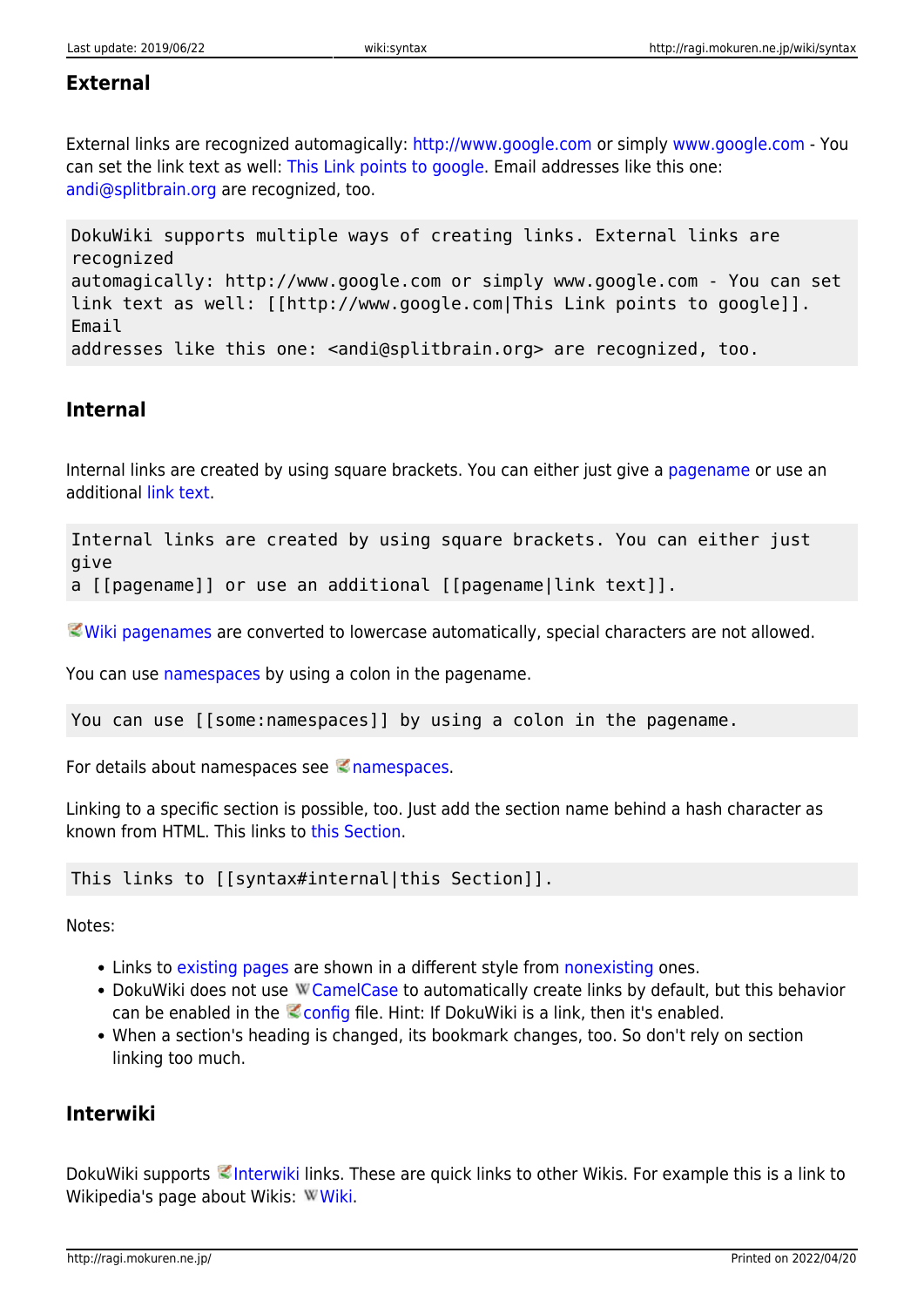### External

External links are recognized automagically: http://www.google.com or simply www.google.com - You can set the link text as well: This Link points to google. Email addresses like this one: andi@splitbrain.org are recognized, too.

```
DokuWiki supports multiple ways of creating links. External links are
recognized
automagically: http://www.google.com or simply www.google.com - You can set
link text as well: [[http://www.google.com|This Link points to google]].
Email
addresses like this one: <andi@splitbrain.org> are recognized, too.
```

### Internal

Internal links are created by using square brackets. You can either just give a pagename or use an additional link text.

```
Internal links are created by using square brackets. You can either just
give
a [[pagename]] or use an additional [[pagename|link text]].
```

Wiki pagenames are converted to lowercase automatically, special characters are not allowed.

You can use namespaces by using a colon in the pagename.

```
You can use [[some:namespaces]] by using a colon in the pagename.
```

For details about namespaces see namespaces.

Linking to a specific section is possible, too. Just add the section name behind a hash character as known from HTML. This links to this Section.

```
This links to [[syntax#internal|this Section]].
```

Notes:

- Links to existing pages are shown in a different style from nonexisting ones.
- DokuWiki does not use CamelCase to automatically create links by default, but this behavior can be enabled in the config file. Hint: If DokuWiki is a link, then it's enabled.
- When a section's heading is changed, its bookmark changes, too. So don't rely on section linking too much.

### Interwiki

DokuWiki supports Interwiki links. These are quick links to other Wikis. For example this is a link to Wikipedia's page about Wikis: Wiki.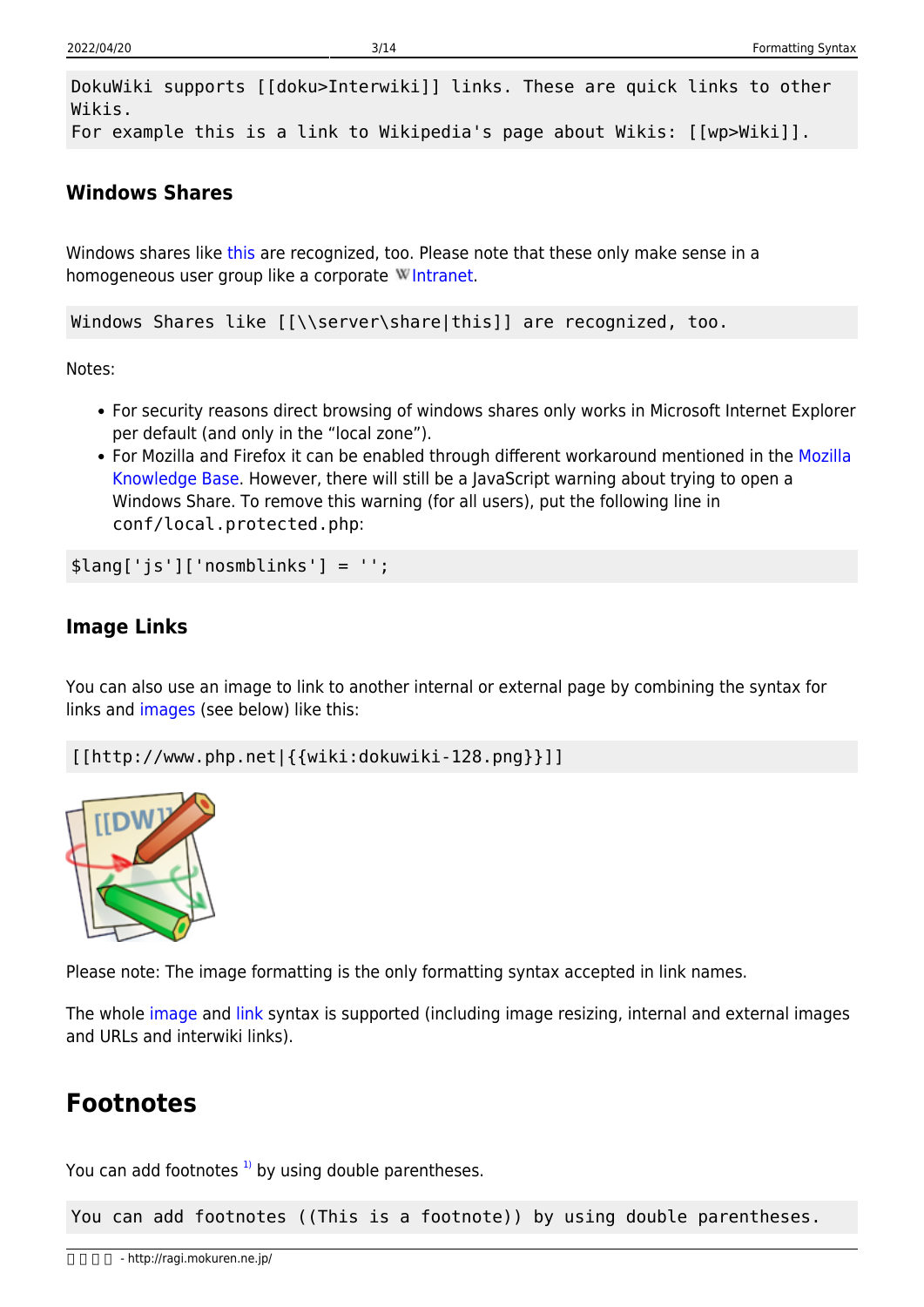```
DokuWiki supports [[doku>Interwiki]] links. These are quick links to other Wikis.
For example this is a link to Wikipedia's page about Wikis: [[wp>Wiki]].
```

### Windows Shares

Windows shares like this are recognized, too. Please note that these only make sense in a homogeneous user group like a corporate Intranet.

```
Windows Shares like [[\\server\share|this]] are recognized, too.
```

Notes:

- For security reasons direct browsing of windows shares only works in Microsoft Internet Explorer per default (and only in the "local zone").
- For Mozilla and Firefox it can be enabled through different workaround mentioned in the Mozilla Knowledge Base. However, there will still be a JavaScript warning about trying to open a Windows Share. To remove this warning (for all users), put the following line in `conf/local.protected.php`:

```
$lang['js']['nosmblinks'] = '';
```

### Image Links

You can also use an image to link to another internal or external page by combining the syntax for links and images (see below) like this:

```
[[http://www.php.net|{{wiki:dokuwiki-128.png}}]]
```

Please note: The image formatting is the only formatting syntax accepted in link names.

The whole image and link syntax is supported (including image resizing, internal and external images and URLs and interwiki links).

## Footnotes

You can add footnotes [1] by using double parentheses.

```
You can add footnotes ((This is a footnote)) by using double parentheses.
```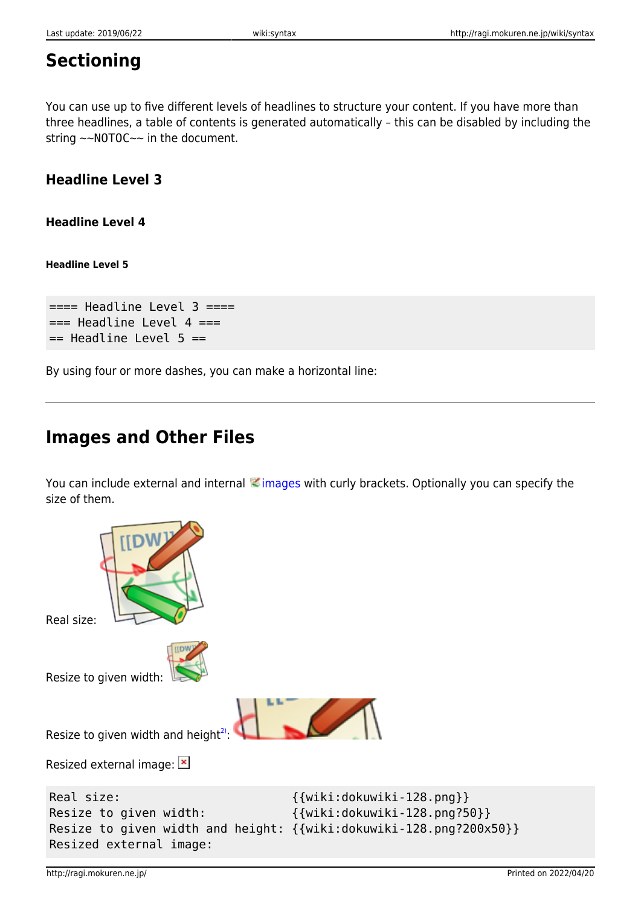## Sectioning

You can use up to five different levels of headlines to structure your content. If you have more than three headlines, a table of contents is generated automatically – this can be disabled by including the string ~~NOTOC~~ in the document.

### Headline Level 3

#### Headline Level 4

##### Headline Level 5

```
==== Headline Level 3 ====
=== Headline Level 4 ===
== Headline Level 5 ==
```

By using four or more dashes, you can make a horizontal line:

---

## Images and Other Files

You can include external and internal images with curly brackets. Optionally you can specify the size of them.

Real size:

Resize to given width:

Resize to given width and height[2]:

Resized external image:

```
Real size:                        {{wiki:dokuwiki-128.png}}
Resize to given width:            {{wiki:dokuwiki-128.png?50}}
Resize to given width and height: {{wiki:dokuwiki-128.png?200x50}}
Resized external image:
```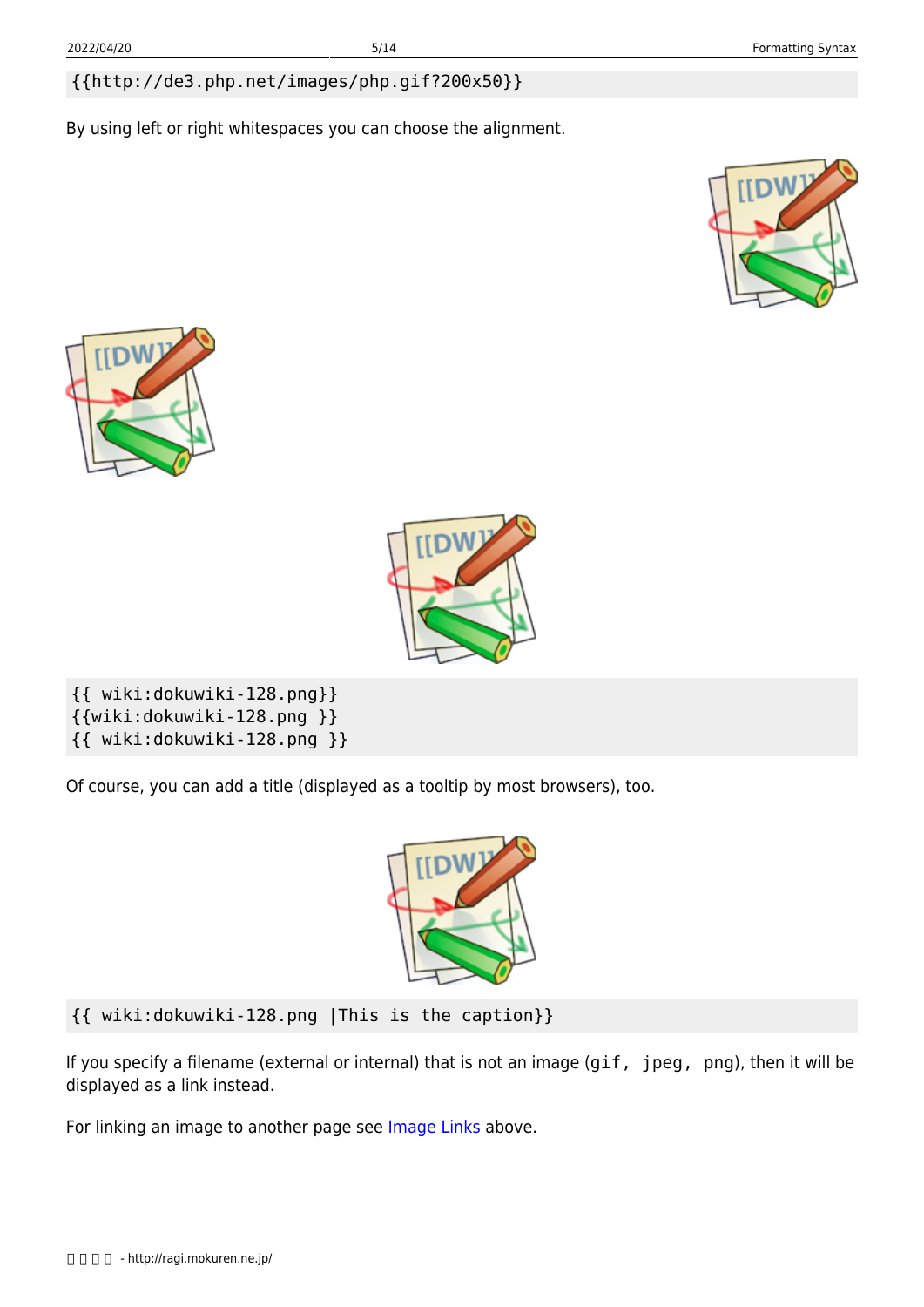```
{{http://de3.php.net/images/php.gif?200x50}}
```

By using left or right whitespaces you can choose the alignment.

```
{{ wiki:dokuwiki-128.png}}
{{wiki:dokuwiki-128.png }}
{{ wiki:dokuwiki-128.png }}
```

Of course, you can add a title (displayed as a tooltip by most browsers), too.

```
{{ wiki:dokuwiki-128.png |This is the caption}}
```

If you specify a filename (external or internal) that is not an image (`gif, jpeg, png`), then it will be displayed as a link instead.

For linking an image to another page see Image Links above.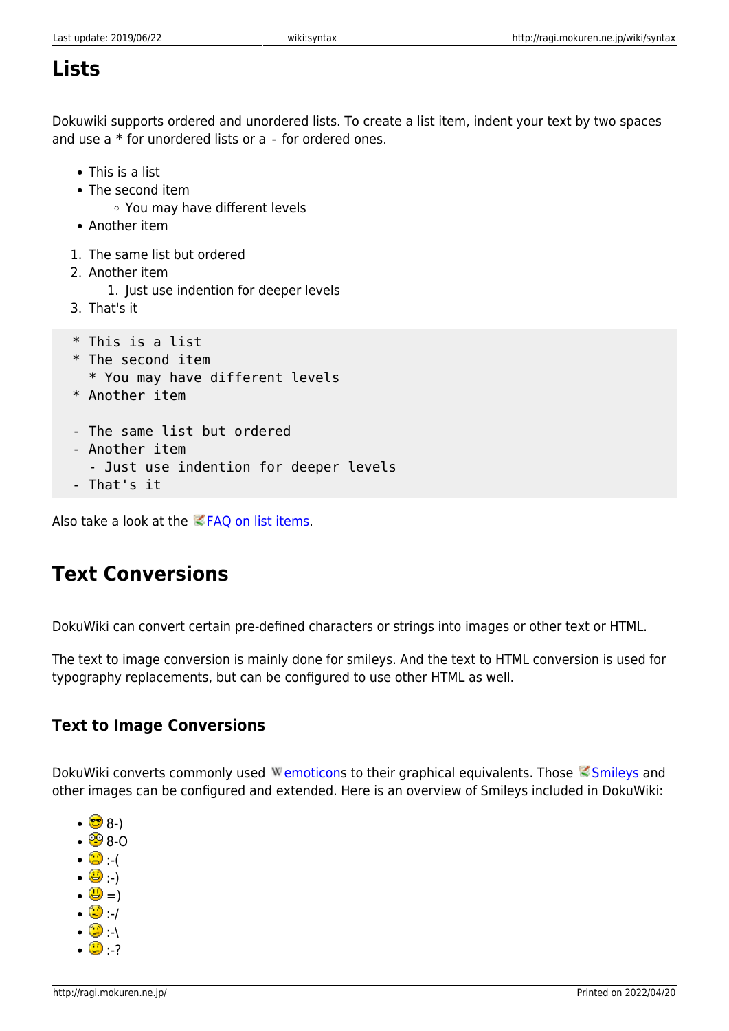## Lists

Dokuwiki supports ordered and unordered lists. To create a list item, indent your text by two spaces and use a * for unordered lists or a - for ordered ones.

- This is a list
- The second item
  - You may have different levels
- Another item

1. The same list but ordered
2. Another item
   1. Just use indention for deeper levels
3. That's it

```
  * This is a list
  * The second item
    * You may have different levels
  * Another item

  - The same list but ordered
  - Another item
    - Just use indention for deeper levels
  - That's it
```

Also take a look at the FAQ on list items.

## Text Conversions

DokuWiki can convert certain pre-defined characters or strings into images or other text or HTML.

The text to image conversion is mainly done for smileys. And the text to HTML conversion is used for typography replacements, but can be configured to use other HTML as well.

### Text to Image Conversions

DokuWiki converts commonly used emoticons to their graphical equivalents. Those Smileys and other images can be configured and extended. Here is an overview of Smileys included in DokuWiki:

- 8-)
- 8-O
- :-(
- :-)
- =)
- :-/
- :-\
- :-?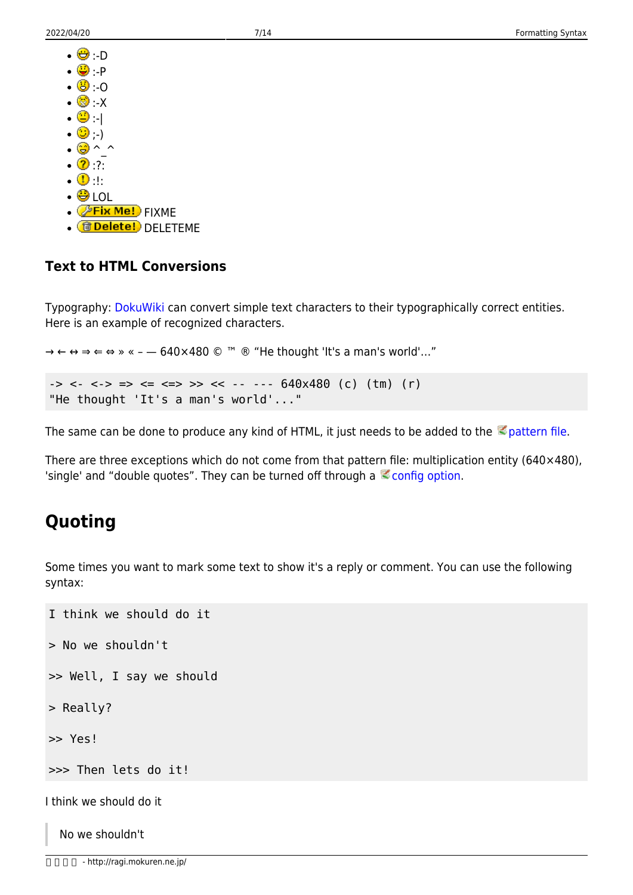- :-D
- :-P
- :-O
- :-X
- :-|
- ;-)
- ^_^
- :?:
- :!:
- LOL
- FIXME
- DELETEME

### Text to HTML Conversions

Typography: DokuWiki can convert simple text characters to their typographically correct entities. Here is an example of recognized characters.

→ ← ↔ ⇒ ⇐ ⇔ » « – — 640×480 © ™ ® “He thought 'It's a man's world'…”

```
-> <- <-> => <= <=> >> << -- --- 640x480 (c) (tm) (r)
"He thought 'It's a man's world'..."
```

The same can be done to produce any kind of HTML, it just needs to be added to the pattern file.

There are three exceptions which do not come from that pattern file: multiplication entity (640×480), 'single' and “double quotes”. They can be turned off through a config option.

## Quoting

Some times you want to mark some text to show it's a reply or comment. You can use the following syntax:

```
I think we should do it

> No we shouldn't

>> Well, I say we should

> Really?

>> Yes!

>>> Then lets do it!
```

I think we should do it

> No we shouldn't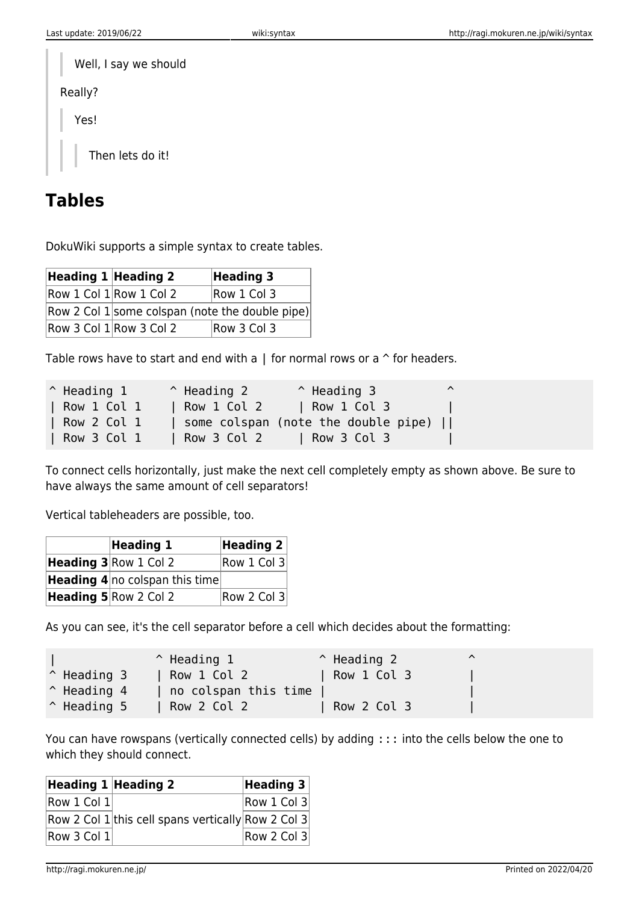> Well, I say we should
>
> Really?
>
> > Yes!
> >
> > > Then lets do it!

## Tables

DokuWiki supports a simple syntax to create tables.

| **Heading 1** | **Heading 2** | **Heading 3** |
|---|---|---|
| Row 1 Col 1 | Row 1 Col 2 | Row 1 Col 3 |
| Row 2 Col 1 | some colspan (note the double pipe) | |
| Row 3 Col 1 | Row 3 Col 2 | Row 3 Col 3 |

Table rows have to start and end with a | for normal rows or a ^ for headers.

```
^ Heading 1      ^ Heading 2       ^ Heading 3          ^
| Row 1 Col 1    | Row 1 Col 2     | Row 1 Col 3        |
| Row 2 Col 1    | some colspan (note the double pipe) ||
| Row 3 Col 1    | Row 3 Col 2     | Row 3 Col 3        |
```

To connect cells horizontally, just make the next cell completely empty as shown above. Be sure to have always the same amount of cell separators!

Vertical tableheaders are possible, too.

| | **Heading 1** | **Heading 2** |
|---|---|---|
| **Heading 3** | Row 1 Col 2 | Row 1 Col 3 |
| **Heading 4** | no colspan this time | |
| **Heading 5** | Row 2 Col 2 | Row 2 Col 3 |

As you can see, it's the cell separator before a cell which decides about the formatting:

```
|              ^ Heading 1            ^ Heading 2          ^
^ Heading 3    | Row 1 Col 2          | Row 1 Col 3        |
^ Heading 4    | no colspan this time |                    |
^ Heading 5    | Row 2 Col 2          | Row 2 Col 3        |
```

You can have rowspans (vertically connected cells) by adding `:::` into the cells below the one to which they should connect.

| **Heading 1** | **Heading 2** | **Heading 3** |
|---|---|---|
| Row 1 Col 1 | | Row 1 Col 3 |
| Row 2 Col 1 | this cell spans vertically | Row 2 Col 3 |
| Row 3 Col 1 | | Row 2 Col 3 |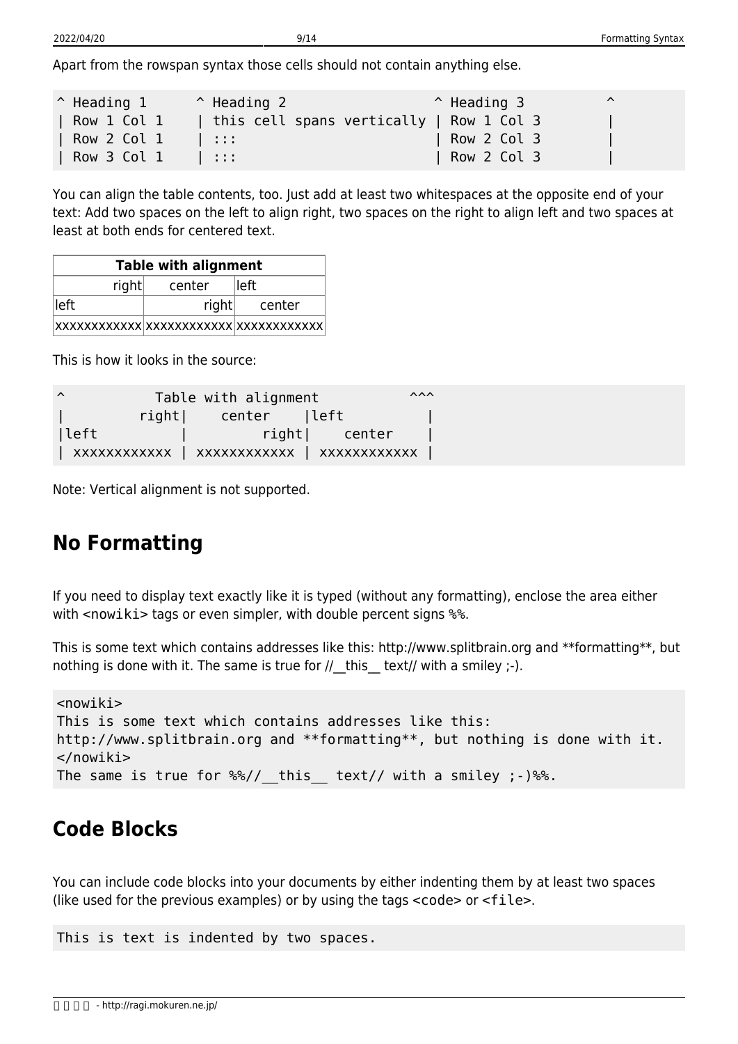Apart from the rowspan syntax those cells should not contain anything else.

```
^ Heading 1      ^ Heading 2                  ^ Heading 3          ^
| Row 1 Col 1    | this cell spans vertically | Row 1 Col 3        |
| Row 2 Col 1    | :::                        | Row 2 Col 3        |
| Row 3 Col 1    | :::                        | Row 2 Col 3        |
```

You can align the table contents, too. Just add at least two whitespaces at the opposite end of your text: Add two spaces on the left to align right, two spaces on the right to align left and two spaces at least at both ends for centered text.

| Table with alignment | | |
|---:|:---:|:---|
| right | center | left |
| left | right | center |
| xxxxxxxxxxxx | xxxxxxxxxxxx | xxxxxxxxxxxx |

This is how it looks in the source:

```
^           Table with alignment           ^^^
|         right|    center    |left          |
|left          |         right|    center    |
| xxxxxxxxxxxx | xxxxxxxxxxxx | xxxxxxxxxxxx |
```

Note: Vertical alignment is not supported.

## No Formatting

If you need to display text exactly like it is typed (without any formatting), enclose the area either with <nowiki> tags or even simpler, with double percent signs %%.

This is some text which contains addresses like this: http://www.splitbrain.org and **formatting**, but nothing is done with it. The same is true for //__this__ text// with a smiley ;-).

```
<nowiki>
This is some text which contains addresses like this:
http://www.splitbrain.org and **formatting**, but nothing is done with it.
</nowiki>
The same is true for %%//__this__ text// with a smiley ;-)%%.
```

## Code Blocks

You can include code blocks into your documents by either indenting them by at least two spaces (like used for the previous examples) or by using the tags <code> or <file>.

```
This is text is indented by two spaces.
```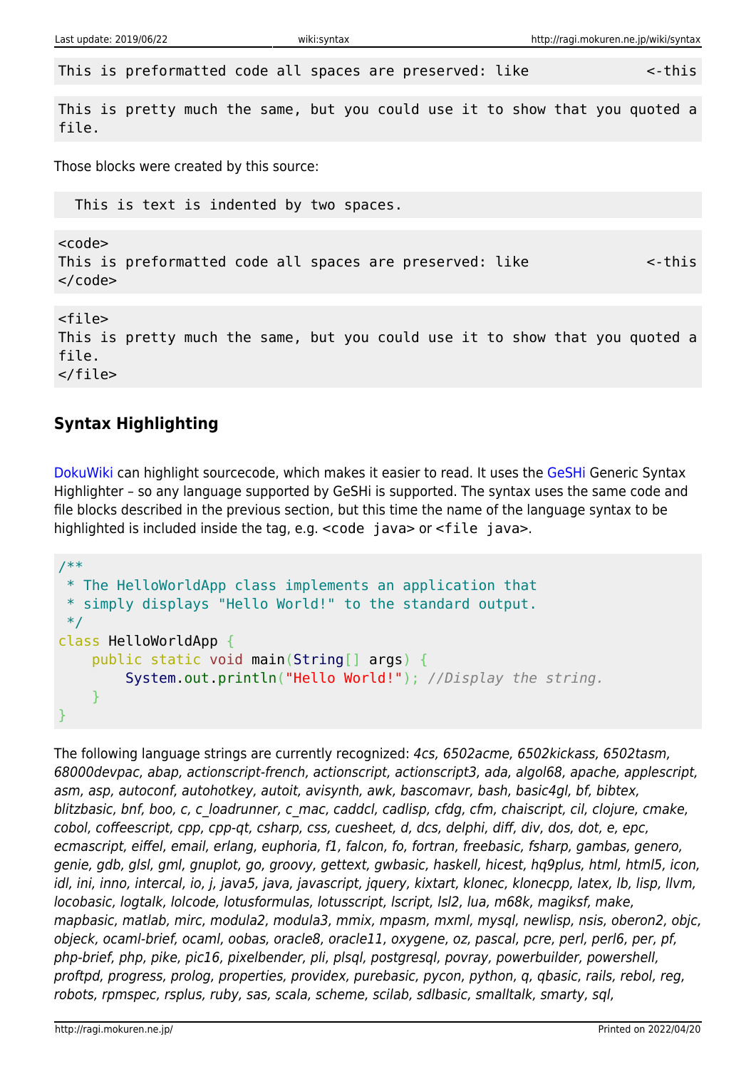```
This is preformatted code all spaces are preserved: like              <-this
```

```
This is pretty much the same, but you could use it to show that you quoted a file.
```

Those blocks were created by this source:

```
  This is text is indented by two spaces.
```

```
<code>
This is preformatted code all spaces are preserved: like              <-this
</code>
```

```
<file>
This is pretty much the same, but you could use it to show that you quoted a file.
</file>
```

### Syntax Highlighting

DokuWiki can highlight sourcecode, which makes it easier to read. It uses the GeSHi Generic Syntax Highlighter – so any language supported by GeSHi is supported. The syntax uses the same code and file blocks described in the previous section, but this time the name of the language syntax to be highlighted is included inside the tag, e.g. `<code java>` or `<file java>`.

```java
/**
 * The HelloWorldApp class implements an application that
 * simply displays "Hello World!" to the standard output.
 */
class HelloWorldApp {
    public static void main(String[] args) {
        System.out.println("Hello World!"); //Display the string.
    }
}
```

The following language strings are currently recognized: *4cs, 6502acme, 6502kickass, 6502tasm, 68000devpac, abap, actionscript-french, actionscript, actionscript3, ada, algol68, apache, applescript, asm, asp, autoconf, autohotkey, autoit, avisynth, awk, bascomavr, bash, basic4gl, bf, bibtex, blitzbasic, bnf, boo, c, c_loadrunner, c_mac, caddcl, cadlisp, cfdg, cfm, chaiscript, cil, clojure, cmake, cobol, coffeescript, cpp, cpp-qt, csharp, css, cuesheet, d, dcs, delphi, diff, div, dos, dot, e, epc, ecmascript, eiffel, email, erlang, euphoria, f1, falcon, fo, fortran, freebasic, fsharp, gambas, genero, genie, gdb, glsl, gml, gnuplot, go, groovy, gettext, gwbasic, haskell, hicest, hq9plus, html, html5, icon, idl, ini, inno, intercal, io, j, java5, java, javascript, jquery, kixtart, klonec, klonecpp, latex, lb, lisp, llvm, locobasic, logtalk, lolcode, lotusformulas, lotusscript, lscript, lsl2, lua, m68k, magiksf, make, mapbasic, matlab, mirc, modula2, modula3, mmix, mpasm, mxml, mysql, newlisp, nsis, oberon2, objc, objeck, ocaml-brief, ocaml, oobas, oracle8, oracle11, oxygene, oz, pascal, pcre, perl, perl6, per, pf, php-brief, php, pike, pic16, pixelbender, pli, plsql, postgresql, povray, powerbuilder, powershell, proftpd, progress, prolog, properties, providex, purebasic, pycon, python, q, qbasic, rails, rebol, reg, robots, rpmspec, rsplus, ruby, sas, scala, scheme, scilab, sdlbasic, smalltalk, smarty, sql,*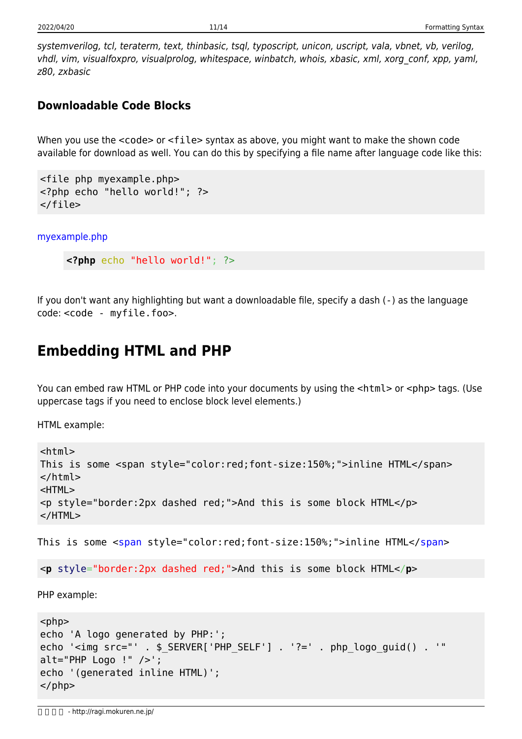*systemverilog, tcl, teraterm, text, thinbasic, tsql, typoscript, unicon, uscript, vala, vbnet, vb, verilog, vhdl, vim, visualfoxpro, visualprolog, whitespace, winbatch, whois, xbasic, xml, xorg_conf, xpp, yaml, z80, zxbasic*

### Downloadable Code Blocks

When you use the `<code>` or `<file>` syntax as above, you might want to make the shown code available for download as well. You can do this by specifying a file name after language code like this:

```
<file php myexample.php>
<?php echo "hello world!"; ?>
</file>
```

myexample.php

```php
<?php echo "hello world!"; ?>
```

If you don't want any highlighting but want a downloadable file, specify a dash (`-`) as the language code: `<code - myfile.foo>`.

## Embedding HTML and PHP

You can embed raw HTML or PHP code into your documents by using the `<html>` or `<php>` tags. (Use uppercase tags if you need to enclose block level elements.)

HTML example:

```
<html>
This is some <span style="color:red;font-size:150%;">inline HTML</span>
</html>
<HTML>
<p style="border:2px dashed red;">And this is some block HTML</p>
</HTML>
```

```
This is some <span style="color:red;font-size:150%;">inline HTML</span>
```

```html
<p style="border:2px dashed red;">And this is some block HTML</p>
```

PHP example:

```
<php>
echo 'A logo generated by PHP:';
echo '<img src="' . $_SERVER['PHP_SELF'] . '?=' . php_logo_guid() . '"
alt="PHP Logo !" />';
echo '(generated inline HTML)';
</php>
```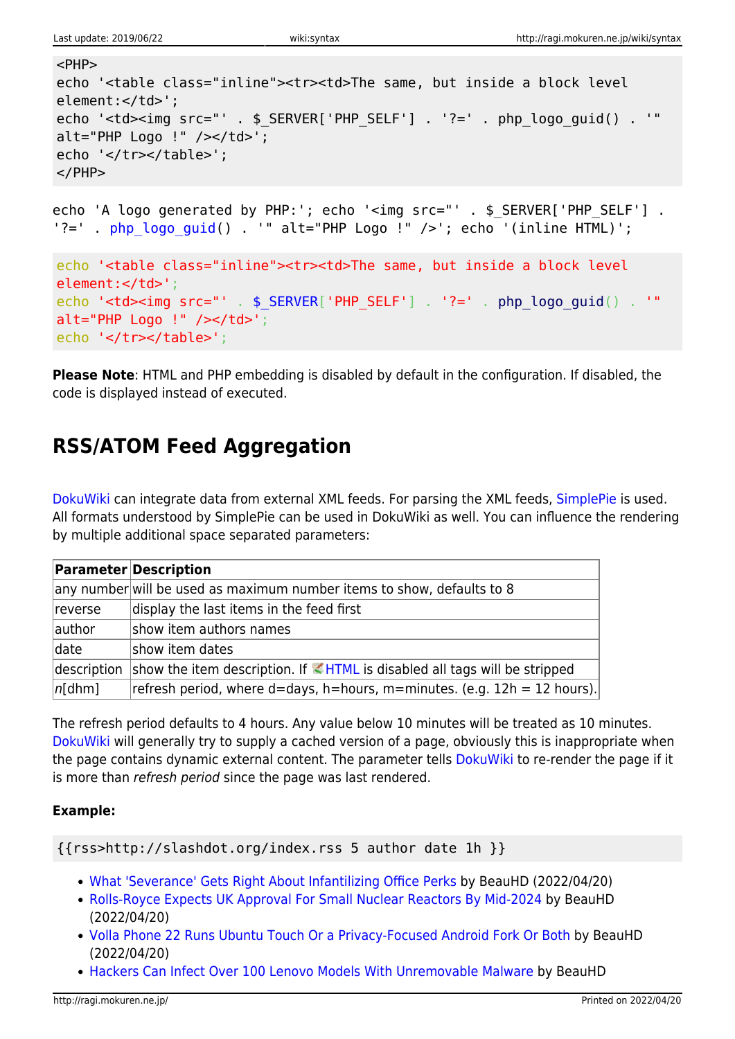```
<PHP>
echo '<table class="inline"><tr><td>The same, but inside a block level element:</td>';
echo '<td><img src="' . $_SERVER['PHP_SELF'] . '?=' . php_logo_guid() . '" alt="PHP Logo !" /></td>';
echo '</tr></table>';
</PHP>
```

echo 'A logo generated by PHP:'; echo '<img src="' . $_SERVER['PHP_SELF'] . '?=' . php_logo_guid() . '" alt="PHP Logo !" />'; echo '(inline HTML)';

```
echo '<table class="inline"><tr><td>The same, but inside a block level element:</td>';
echo '<td><img src="' . $_SERVER['PHP_SELF'] . '?=' . php_logo_guid() . '" alt="PHP Logo !" /></td>';
echo '</tr></table>';
```

**Please Note**: HTML and PHP embedding is disabled by default in the configuration. If disabled, the code is displayed instead of executed.

## RSS/ATOM Feed Aggregation

DokuWiki can integrate data from external XML feeds. For parsing the XML feeds, SimplePie is used. All formats understood by SimplePie can be used in DokuWiki as well. You can influence the rendering by multiple additional space separated parameters:

| Parameter | Description |
|---|---|
| any number | will be used as maximum number items to show, defaults to 8 |
| reverse | display the last items in the feed first |
| author | show item authors names |
| date | show item dates |
| description | show the item description. If HTML is disabled all tags will be stripped |
| *n*[dhm] | refresh period, where d=days, h=hours, m=minutes. (e.g. 12h = 12 hours). |

The refresh period defaults to 4 hours. Any value below 10 minutes will be treated as 10 minutes. DokuWiki will generally try to supply a cached version of a page, obviously this is inappropriate when the page contains dynamic external content. The parameter tells DokuWiki to re-render the page if it is more than *refresh period* since the page was last rendered.

**Example:**

```
{{rss>http://slashdot.org/index.rss 5 author date 1h }}
```

- What 'Severance' Gets Right About Infantilizing Office Perks by BeauHD (2022/04/20)
- Rolls-Royce Expects UK Approval For Small Nuclear Reactors By Mid-2024 by BeauHD (2022/04/20)
- Volla Phone 22 Runs Ubuntu Touch Or a Privacy-Focused Android Fork Or Both by BeauHD (2022/04/20)
- Hackers Can Infect Over 100 Lenovo Models With Unremovable Malware by BeauHD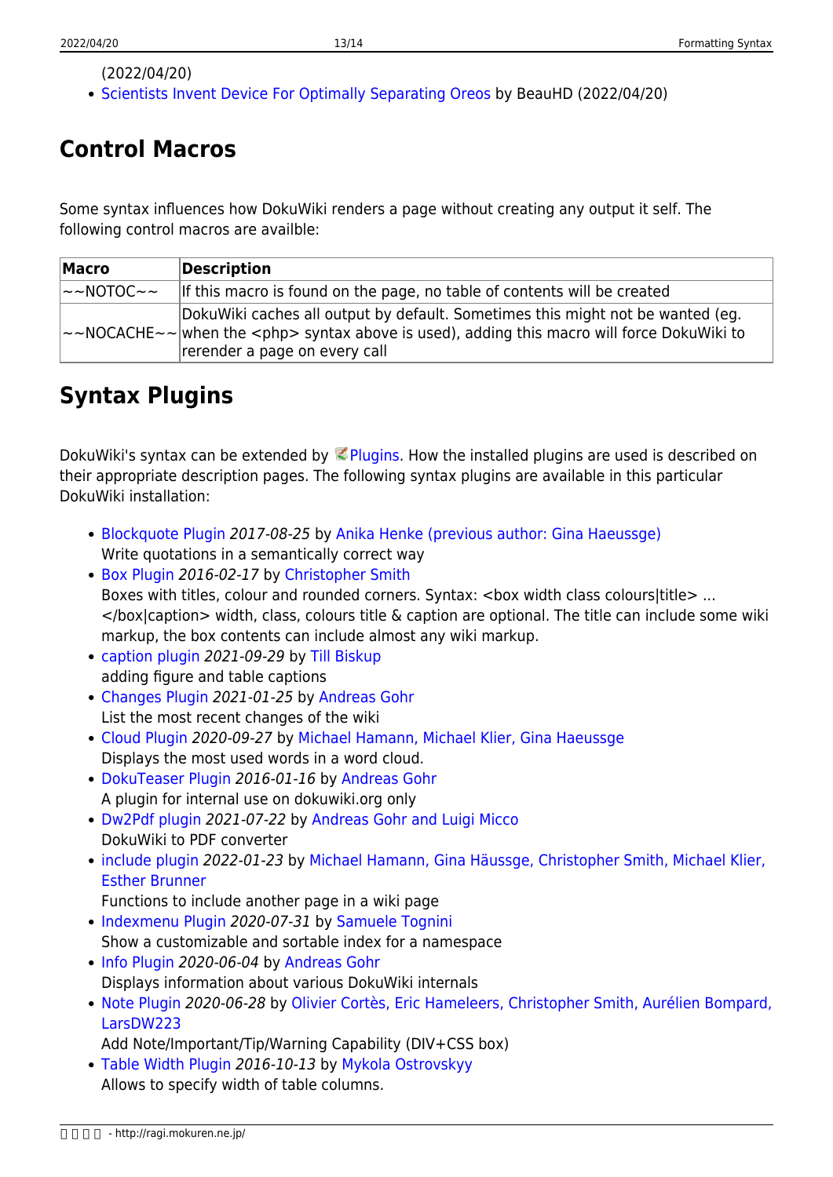(2022/04/20)
- Scientists Invent Device For Optimally Separating Oreos by BeauHD (2022/04/20)

## Control Macros

Some syntax influences how DokuWiki renders a page without creating any output it self. The following control macros are availble:

| Macro | Description |
|---|---|
| ~~NOTOC~~ | If this macro is found on the page, no table of contents will be created |
| ~~NOCACHE~~ | DokuWiki caches all output by default. Sometimes this might not be wanted (eg. when the <php> syntax above is used), adding this macro will force DokuWiki to rerender a page on every call |

## Syntax Plugins

DokuWiki's syntax can be extended by Plugins. How the installed plugins are used is described on their appropriate description pages. The following syntax plugins are available in this particular DokuWiki installation:

- Blockquote Plugin *2017-08-25* by Anika Henke (previous author: Gina Haeussge)
  Write quotations in a semantically correct way
- Box Plugin *2016-02-17* by Christopher Smith
  Boxes with titles, colour and rounded corners. Syntax: <box width class colours|title> ... </box|caption> width, class, colours title & caption are optional. The title can include some wiki markup, the box contents can include almost any wiki markup.
- caption plugin *2021-09-29* by Till Biskup
  adding figure and table captions
- Changes Plugin *2021-01-25* by Andreas Gohr
  List the most recent changes of the wiki
- Cloud Plugin *2020-09-27* by Michael Hamann, Michael Klier, Gina Haeussge
  Displays the most used words in a word cloud.
- DokuTeaser Plugin *2016-01-16* by Andreas Gohr
  A plugin for internal use on dokuwiki.org only
- Dw2Pdf plugin *2021-07-22* by Andreas Gohr and Luigi Micco
  DokuWiki to PDF converter
- include plugin *2022-01-23* by Michael Hamann, Gina Häussge, Christopher Smith, Michael Klier, Esther Brunner
  Functions to include another page in a wiki page
- Indexmenu Plugin *2020-07-31* by Samuele Tognini
  Show a customizable and sortable index for a namespace
- Info Plugin *2020-06-04* by Andreas Gohr
  Displays information about various DokuWiki internals
- Note Plugin *2020-06-28* by Olivier Cortès, Eric Hameleers, Christopher Smith, Aurélien Bompard, LarsDW223
  Add Note/Important/Tip/Warning Capability (DIV+CSS box)
- Table Width Plugin *2016-10-13* by Mykola Ostrovskyy
  Allows to specify width of table columns.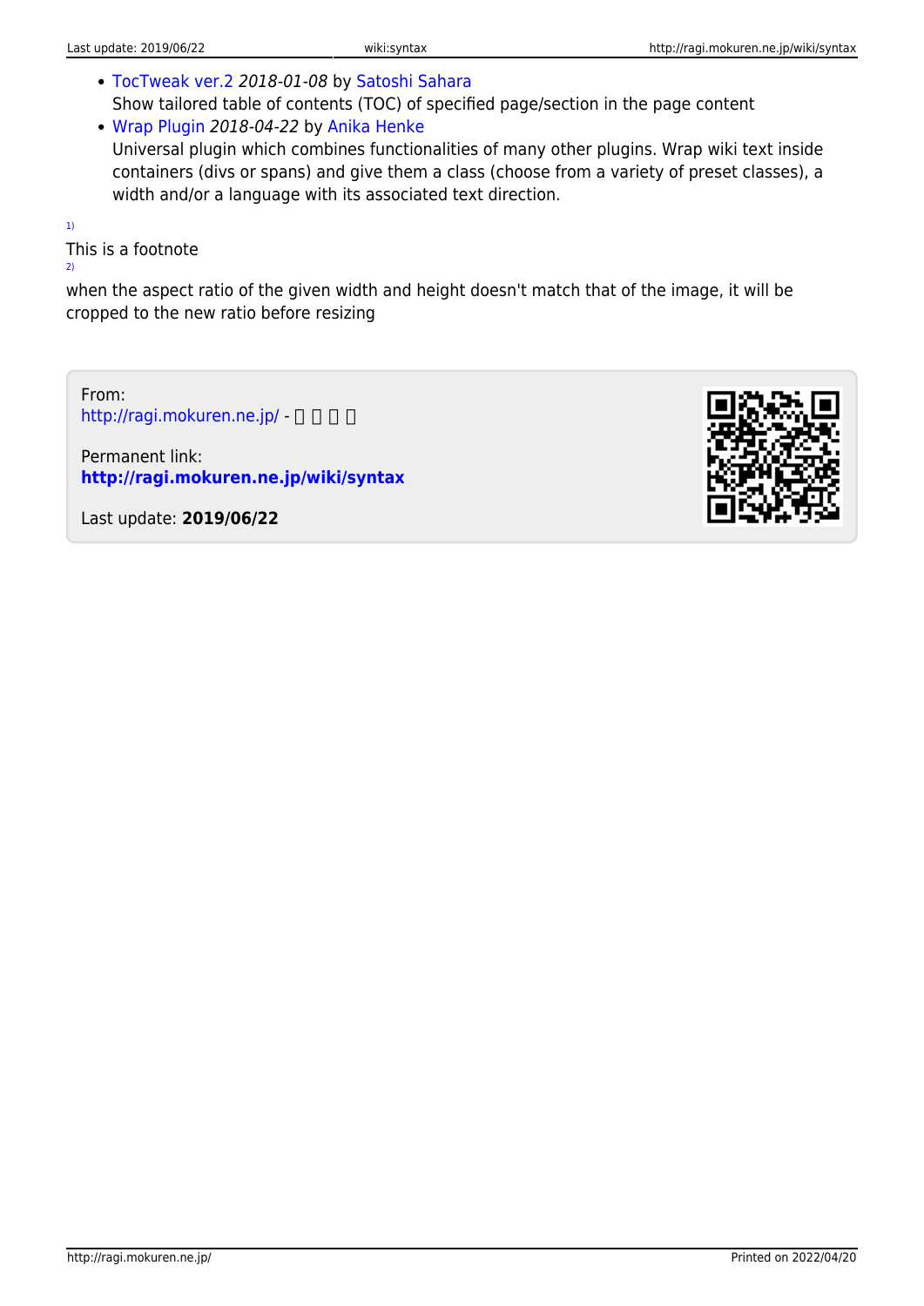- TocTweak ver.2 *2018-01-08* by Satoshi Sahara
  Show tailored table of contents (TOC) of specified page/section in the page content
- Wrap Plugin *2018-04-22* by Anika Henke
  Universal plugin which combines functionalities of many other plugins. Wrap wiki text inside containers (divs or spans) and give them a class (choose from a variety of preset classes), a width and/or a language with its associated text direction.

[1] This is a footnote

[2] when the aspect ratio of the given width and height doesn't match that of the image, it will be cropped to the new ratio before resizing

From:
http://ragi.mokuren.ne.jp/ - □ □ □ □

Permanent link:
**http://ragi.mokuren.ne.jp/wiki/syntax**

Last update: **2019/06/22**